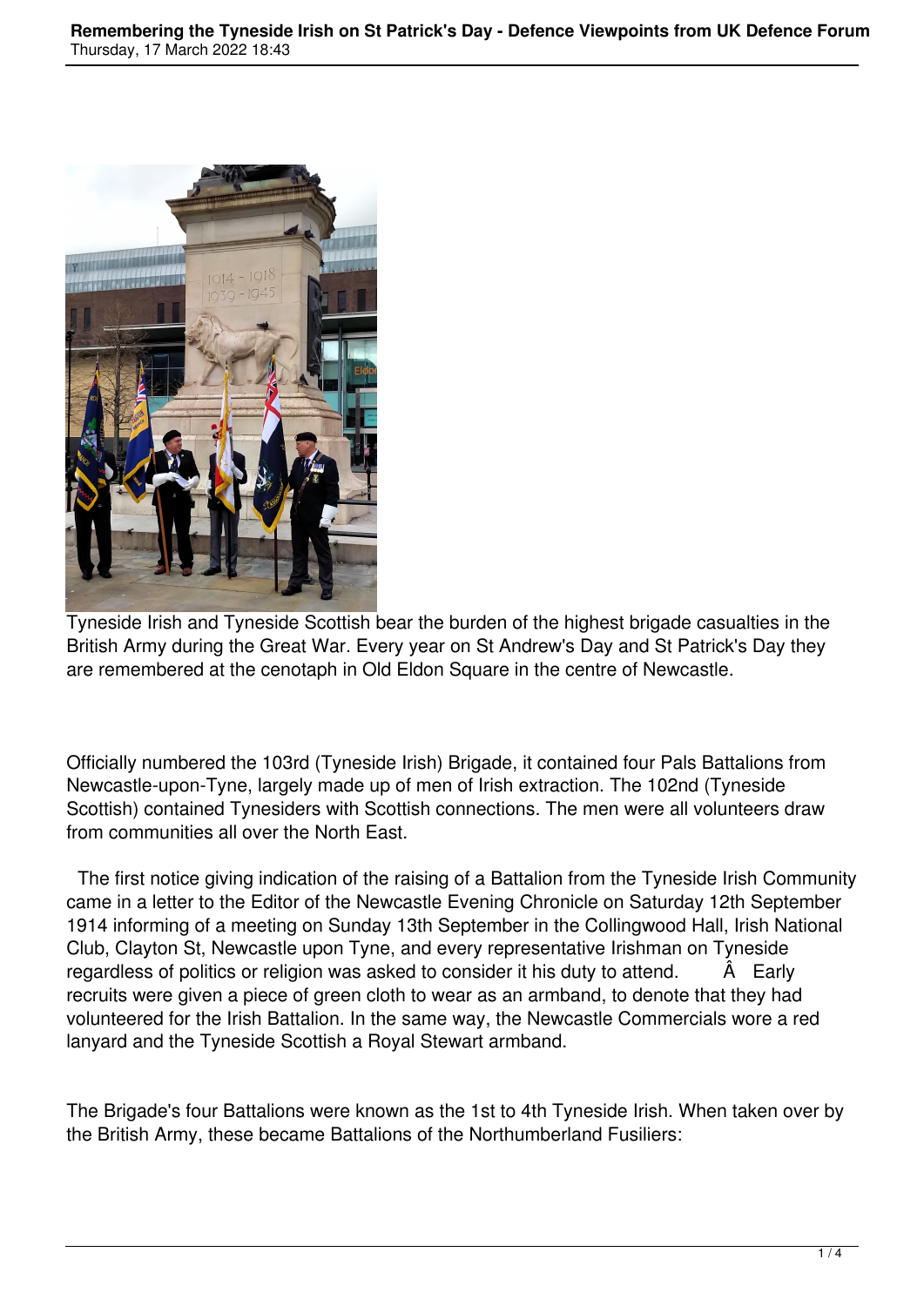Tyneside Irish and Tyneside Scottish bear the burden of the highest brigade casualties in the British Army during the Great War. Every year on St Andrew's Day and St Patrick's Day they are remembered at the cenotaph in Old Eldon Square in the centre of Newcastle.

Officially numbered the 103rd (Tyneside Irish) Brigade, it contained four Pals Battalions from Newcastle-upon-Tyne, largely made up of men of Irish extraction. The 102nd (Tyneside Scottish) contained Tynesiders with Scottish connections. The men were all volunteers draw from communities all over the North East.

The first notice giving indication of the raising of a Battalion from the Tyneside Irish Community came in a letter to the Editor of the Newcastle Evening Chronicle on Saturday 12th September 1914 informing of a meeting on Sunday 13th September in the Collingwood Hall, Irish National Club, Clayton St, Newcastle upon Tyne, and every representative Irishman on Tyneside regardless of politics or religion was asked to consider it his duty to attend. Â Early recruits were given a piece of green cloth to wear as an armband, to denote that they had volunteered for the Irish Battalion. In the same way, the Newcastle Commercials wore a red lanyard and the Tyneside Scottish a Royal Stewart armband.

The Brigade's four Battalions were known as the 1st to 4th Tyneside Irish. When taken over by the British Army, these became Battalions of the Northumberland Fusiliers: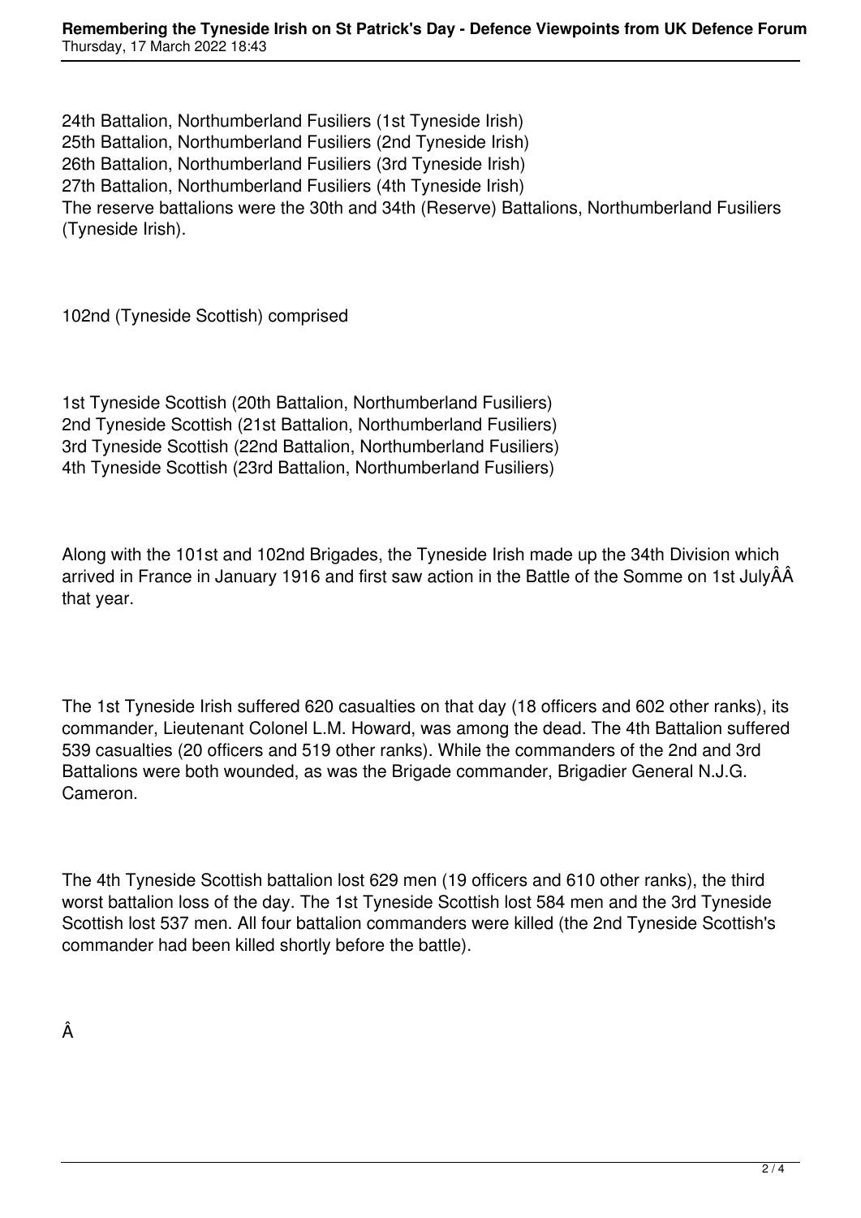24th Battalion, Northumberland Fusiliers (1st Tyneside Irish)
25th Battalion, Northumberland Fusiliers (2nd Tyneside Irish)
26th Battalion, Northumberland Fusiliers (3rd Tyneside Irish)
27th Battalion, Northumberland Fusiliers (4th Tyneside Irish)
The reserve battalions were the 30th and 34th (Reserve) Battalions, Northumberland Fusiliers (Tyneside Irish).

102nd (Tyneside Scottish) comprised

1st Tyneside Scottish (20th Battalion, Northumberland Fusiliers)
2nd Tyneside Scottish (21st Battalion, Northumberland Fusiliers)
3rd Tyneside Scottish (22nd Battalion, Northumberland Fusiliers)
4th Tyneside Scottish (23rd Battalion, Northumberland Fusiliers)

Along with the 101st and 102nd Brigades, the Tyneside Irish made up the 34th Division which arrived in France in January 1916 and first saw action in the Battle of the Somme on 1st JulyÂÂ that year.

The 1st Tyneside Irish suffered 620 casualties on that day (18 officers and 602 other ranks), its commander, Lieutenant Colonel L.M. Howard, was among the dead. The 4th Battalion suffered 539 casualties (20 officers and 519 other ranks). While the commanders of the 2nd and 3rd Battalions were both wounded, as was the Brigade commander, Brigadier General N.J.G. Cameron.

The 4th Tyneside Scottish battalion lost 629 men (19 officers and 610 other ranks), the third worst battalion loss of the day. The 1st Tyneside Scottish lost 584 men and the 3rd Tyneside Scottish lost 537 men. All four battalion commanders were killed (the 2nd Tyneside Scottish's commander had been killed shortly before the battle).

Â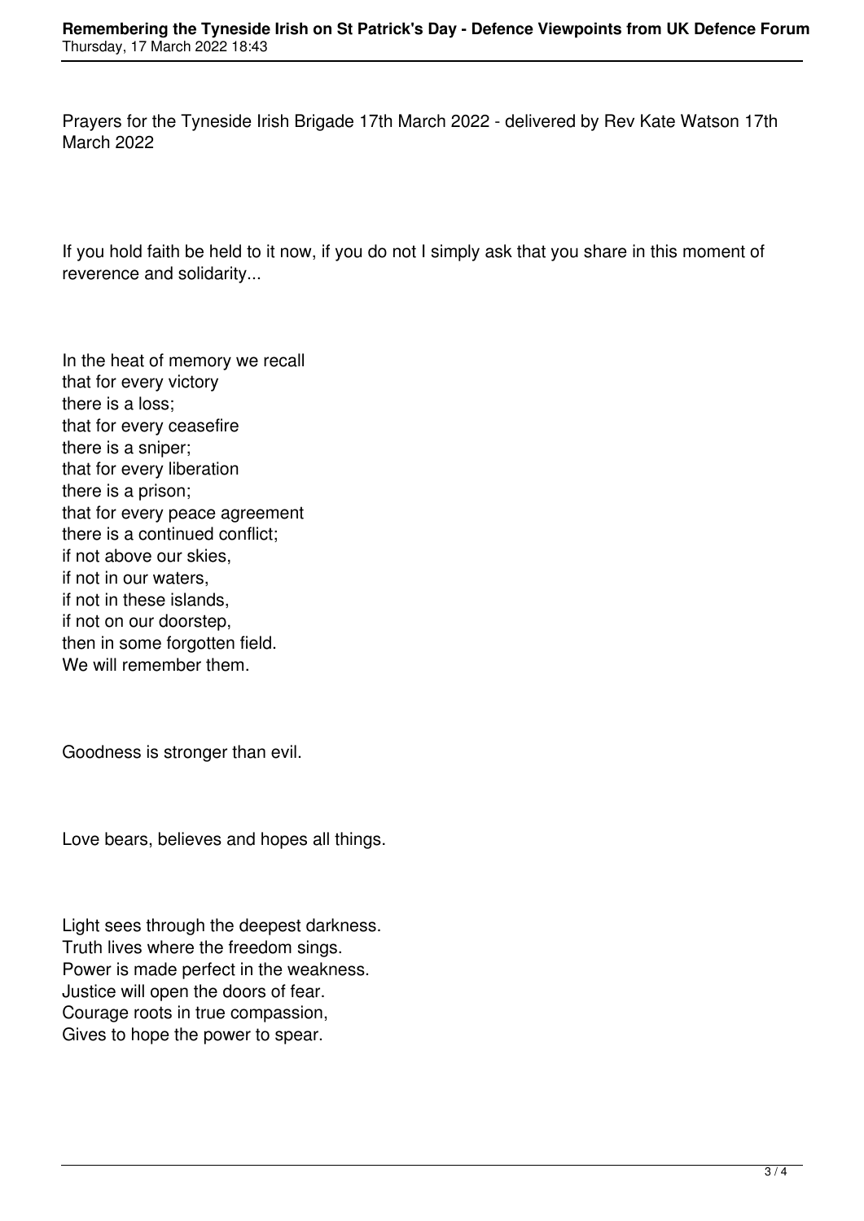Prayers for the Tyneside Irish Brigade 17th March 2022 - delivered by Rev Kate Watson 17th March 2022

If you hold faith be held to it now, if you do not I simply ask that you share in this moment of reverence and solidarity...

In the heat of memory we recall  
that for every victory  
there is a loss;  
that for every ceasefire  
there is a sniper;  
that for every liberation  
there is a prison;  
that for every peace agreement  
there is a continued conflict;  
if not above our skies,  
if not in our waters,  
if not in these islands,  
if not on our doorstep,  
then in some forgotten field.  
We will remember them.

Goodness is stronger than evil.

Love bears, believes and hopes all things.

Light sees through the deepest darkness.  
Truth lives where the freedom sings.  
Power is made perfect in the weakness.  
Justice will open the doors of fear.  
Courage roots in true compassion,  
Gives to hope the power to spear.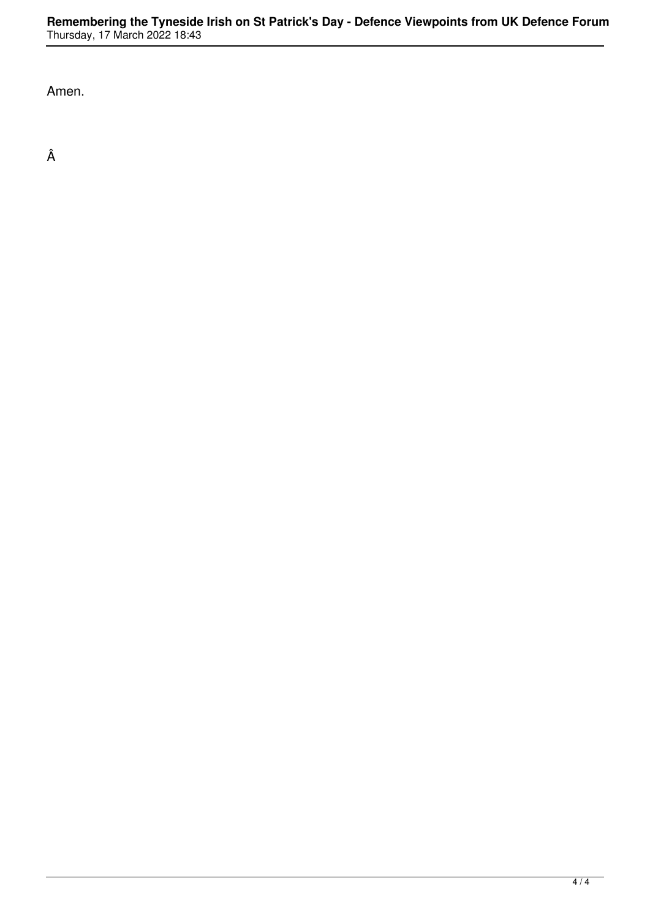Amen.

Â